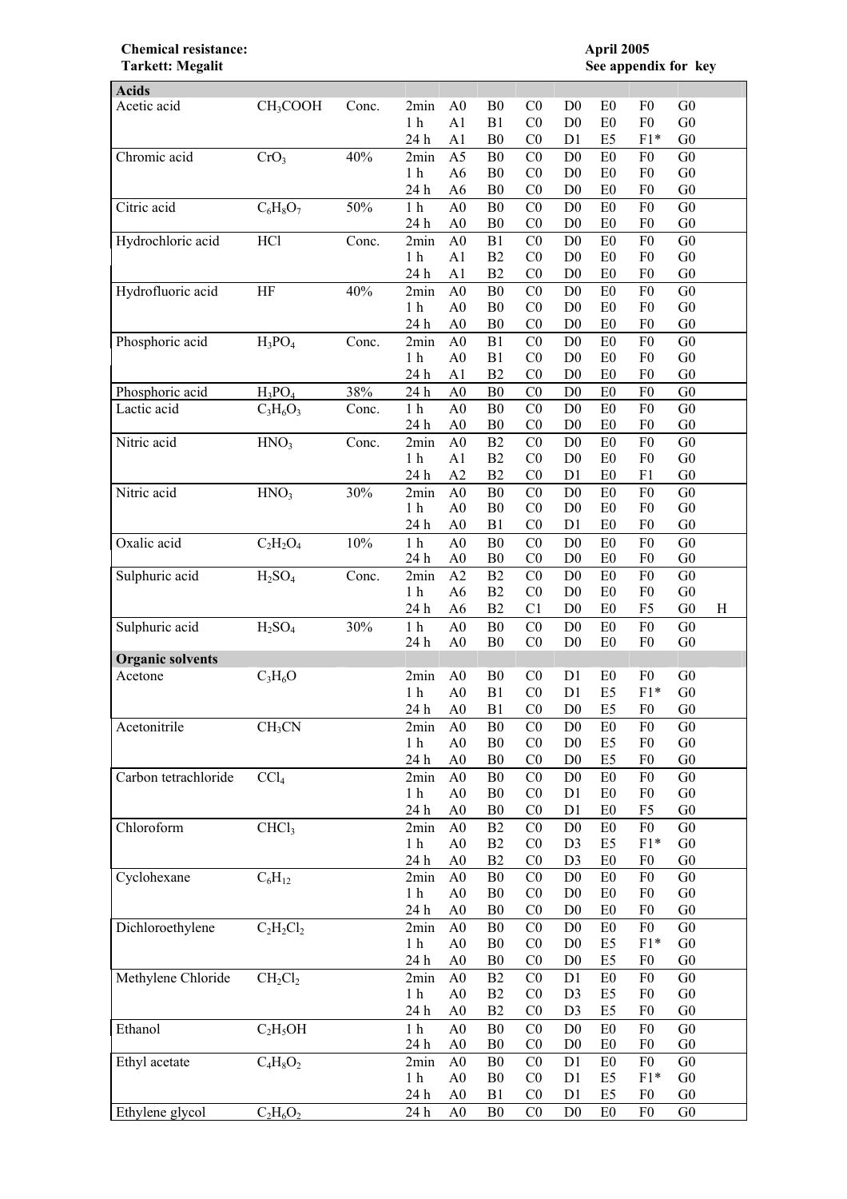**Chemical resistance:**
**Tarkett: Megalit**

**April 2005**
**See appendix for key**

| | | | | | | | | | | | |
|---|---|---|---|---|---|---|---|---|---|---|---|
| **Acids** | | | | | | | | | | | |
| Acetic acid | $CH_3COOH$ | Conc. | 2min | A0 | B0 | C0 | D0 | E0 | F0 | G0 | |
| | | | 1 h | A1 | B1 | C0 | D0 | E0 | F0 | G0 | |
| | | | 24 h | A1 | B0 | C0 | D1 | E5 | F1* | G0 | |
| Chromic acid | $CrO_3$ | 40% | 2min | A5 | B0 | C0 | D0 | E0 | F0 | G0 | |
| | | | 1 h | A6 | B0 | C0 | D0 | E0 | F0 | G0 | |
| | | | 24 h | A6 | B0 | C0 | D0 | E0 | F0 | G0 | |
| Citric acid | $C_6H_8O_7$ | 50% | 1 h | A0 | B0 | C0 | D0 | E0 | F0 | G0 | |
| | | | 24 h | A0 | B0 | C0 | D0 | E0 | F0 | G0 | |
| Hydrochloric acid | HCl | Conc. | 2min | A0 | B1 | C0 | D0 | E0 | F0 | G0 | |
| | | | 1 h | A1 | B2 | C0 | D0 | E0 | F0 | G0 | |
| | | | 24 h | A1 | B2 | C0 | D0 | E0 | F0 | G0 | |
| Hydrofluoric acid | HF | 40% | 2min | A0 | B0 | C0 | D0 | E0 | F0 | G0 | |
| | | | 1 h | A0 | B0 | C0 | D0 | E0 | F0 | G0 | |
| | | | 24 h | A0 | B0 | C0 | D0 | E0 | F0 | G0 | |
| Phosphoric acid | $H_3PO_4$ | Conc. | 2min | A0 | B1 | C0 | D0 | E0 | F0 | G0 | |
| | | | 1 h | A0 | B1 | C0 | D0 | E0 | F0 | G0 | |
| | | | 24 h | A1 | B2 | C0 | D0 | E0 | F0 | G0 | |
| Phosphoric acid | $H_3PO_4$ | 38% | 24 h | A0 | B0 | C0 | D0 | E0 | F0 | G0 | |
| Lactic acid | $C_3H_6O_3$ | Conc. | 1 h | A0 | B0 | C0 | D0 | E0 | F0 | G0 | |
| | | | 24 h | A0 | B0 | C0 | D0 | E0 | F0 | G0 | |
| Nitric acid | $HNO_3$ | Conc. | 2min | A0 | B2 | C0 | D0 | E0 | F0 | G0 | |
| | | | 1 h | A1 | B2 | C0 | D0 | E0 | F0 | G0 | |
| | | | 24 h | A2 | B2 | C0 | D1 | E0 | F1 | G0 | |
| Nitric acid | $HNO_3$ | 30% | 2min | A0 | B0 | C0 | D0 | E0 | F0 | G0 | |
| | | | 1 h | A0 | B0 | C0 | D0 | E0 | F0 | G0 | |
| | | | 24 h | A0 | B1 | C0 | D1 | E0 | F0 | G0 | |
| Oxalic acid | $C_2H_2O_4$ | 10% | 1 h | A0 | B0 | C0 | D0 | E0 | F0 | G0 | |
| | | | 24 h | A0 | B0 | C0 | D0 | E0 | F0 | G0 | |
| Sulphuric acid | $H_2SO_4$ | Conc. | 2min | A2 | B2 | C0 | D0 | E0 | F0 | G0 | |
| | | | 1 h | A6 | B2 | C0 | D0 | E0 | F0 | G0 | |
| | | | 24 h | A6 | B2 | C1 | D0 | E0 | F5 | G0 | H |
| Sulphuric acid | $H_2SO_4$ | 30% | 1 h | A0 | B0 | C0 | D0 | E0 | F0 | G0 | |
| | | | 24 h | A0 | B0 | C0 | D0 | E0 | F0 | G0 | |
| **Organic solvents** | | | | | | | | | | | |
| Acetone | $C_3H_6O$ | | 2min | A0 | B0 | C0 | D1 | E0 | F0 | G0 | |
| | | | 1 h | A0 | B1 | C0 | D1 | E5 | F1* | G0 | |
| | | | 24 h | A0 | B1 | C0 | D0 | E5 | F0 | G0 | |
| Acetonitrile | $CH_3CN$ | | 2min | A0 | B0 | C0 | D0 | E0 | F0 | G0 | |
| | | | 1 h | A0 | B0 | C0 | D0 | E5 | F0 | G0 | |
| | | | 24 h | A0 | B0 | C0 | D0 | E5 | F0 | G0 | |
| Carbon tetrachloride | $CCl_4$ | | 2min | A0 | B0 | C0 | D0 | E0 | F0 | G0 | |
| | | | 1 h | A0 | B0 | C0 | D1 | E0 | F0 | G0 | |
| | | | 24 h | A0 | B0 | C0 | D1 | E0 | F5 | G0 | |
| Chloroform | $CHCl_3$ | | 2min | A0 | B2 | C0 | D0 | E0 | F0 | G0 | |
| | | | 1 h | A0 | B2 | C0 | D3 | E5 | F1* | G0 | |
| | | | 24 h | A0 | B2 | C0 | D3 | E0 | F0 | G0 | |
| Cyclohexane | $C_6H_{12}$ | | 2min | A0 | B0 | C0 | D0 | E0 | F0 | G0 | |
| | | | 1 h | A0 | B0 | C0 | D0 | E0 | F0 | G0 | |
| | | | 24 h | A0 | B0 | C0 | D0 | E0 | F0 | G0 | |
| Dichloroethylene | $C_2H_2Cl_2$ | | 2min | A0 | B0 | C0 | D0 | E0 | F0 | G0 | |
| | | | 1 h | A0 | B0 | C0 | D0 | E5 | F1* | G0 | |
| | | | 24 h | A0 | B0 | C0 | D0 | E5 | F0 | G0 | |
| Methylene Chloride | $CH_2Cl_2$ | | 2min | A0 | B2 | C0 | D1 | E0 | F0 | G0 | |
| | | | 1 h | A0 | B2 | C0 | D3 | E5 | F0 | G0 | |
| | | | 24 h | A0 | B2 | C0 | D3 | E5 | F0 | G0 | |
| Ethanol | $C_2H_5OH$ | | 1 h | A0 | B0 | C0 | D0 | E0 | F0 | G0 | |
| | | | 24 h | A0 | B0 | C0 | D0 | E0 | F0 | G0 | |
| Ethyl acetate | $C_4H_8O_2$ | | 2min | A0 | B0 | C0 | D1 | E0 | F0 | G0 | |
| | | | 1 h | A0 | B0 | C0 | D1 | E5 | F1* | G0 | |
| | | | 24 h | A0 | B1 | C0 | D1 | E5 | F0 | G0 | |
| Ethylene glycol | $C_2H_6O_2$ | | 24 h | A0 | B0 | C0 | D0 | E0 | F0 | G0 | |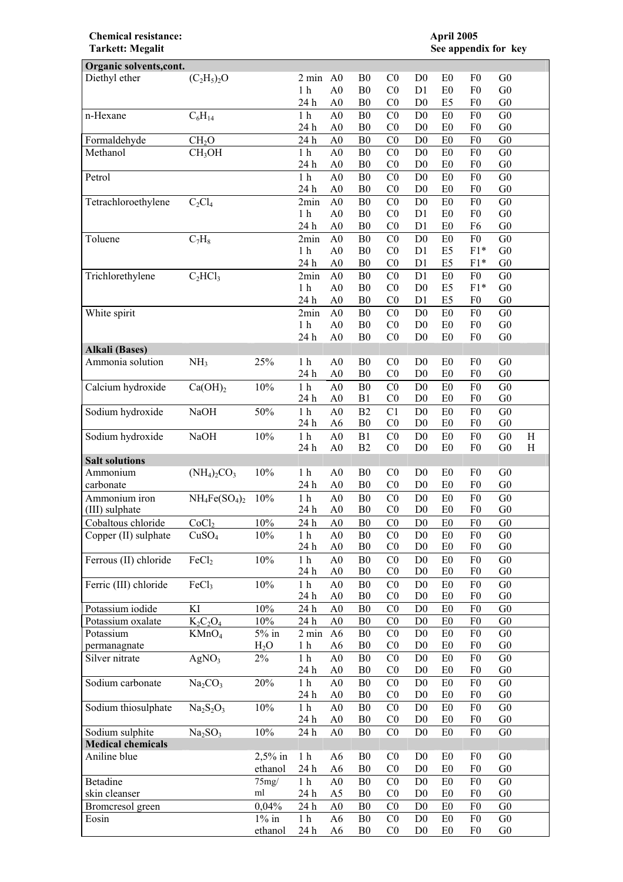**Chemical resistance:**
**Tarkett: Megalit**

**April 2005**
**See appendix for key**

| | | | | | | | | | | | |
|---|---|---|---|---|---|---|---|---|---|---|---|
| **Organic solvents,cont.** | | | | | | | | | | | |
| Diethyl ether | $(C_2H_5)_2O$ | | 2 min | A0 | B0 | C0 | D0 | E0 | F0 | G0 | |
| | | | 1 h | A0 | B0 | C0 | D1 | E0 | F0 | G0 | |
| | | | 24 h | A0 | B0 | C0 | D0 | E5 | F0 | G0 | |
| n-Hexane | $C_6H_{14}$ | | 1 h | A0 | B0 | C0 | D0 | E0 | F0 | G0 | |
| | | | 24 h | A0 | B0 | C0 | D0 | E0 | F0 | G0 | |
| Formaldehyde | $CH_2O$ | | 24 h | A0 | B0 | C0 | D0 | E0 | F0 | G0 | |
| Methanol | $CH_3OH$ | | 1 h | A0 | B0 | C0 | D0 | E0 | F0 | G0 | |
| | | | 24 h | A0 | B0 | C0 | D0 | E0 | F0 | G0 | |
| Petrol | | | 1 h | A0 | B0 | C0 | D0 | E0 | F0 | G0 | |
| | | | 24 h | A0 | B0 | C0 | D0 | E0 | F0 | G0 | |
| Tetrachloroethylene | $C_2Cl_4$ | | 2min | A0 | B0 | C0 | D0 | E0 | F0 | G0 | |
| | | | 1 h | A0 | B0 | C0 | D1 | E0 | F0 | G0 | |
| | | | 24 h | A0 | B0 | C0 | D1 | E0 | F6 | G0 | |
| Toluene | $C_7H_8$ | | 2min | A0 | B0 | C0 | D0 | E0 | F0 | G0 | |
| | | | 1 h | A0 | B0 | C0 | D1 | E5 | F1* | G0 | |
| | | | 24 h | A0 | B0 | C0 | D1 | E5 | F1* | G0 | |
| Trichlorethylene | $C_2HCl_3$ | | 2min | A0 | B0 | C0 | D1 | E0 | F0 | G0 | |
| | | | 1 h | A0 | B0 | C0 | D0 | E5 | F1* | G0 | |
| | | | 24 h | A0 | B0 | C0 | D1 | E5 | F0 | G0 | |
| White spirit | | | 2min | A0 | B0 | C0 | D0 | E0 | F0 | G0 | |
| | | | 1 h | A0 | B0 | C0 | D0 | E0 | F0 | G0 | |
| | | | 24 h | A0 | B0 | C0 | D0 | E0 | F0 | G0 | |
| **Alkali (Bases)** | | | | | | | | | | | |
| Ammonia solution | $NH_3$ | 25% | 1 h | A0 | B0 | C0 | D0 | E0 | F0 | G0 | |
| | | | 24 h | A0 | B0 | C0 | D0 | E0 | F0 | G0 | |
| Calcium hydroxide | $Ca(OH)_2$ | 10% | 1 h | A0 | B0 | C0 | D0 | E0 | F0 | G0 | |
| | | | 24 h | A0 | B1 | C0 | D0 | E0 | F0 | G0 | |
| Sodium hydroxide | NaOH | 50% | 1 h | A0 | B2 | C1 | D0 | E0 | F0 | G0 | |
| | | | 24 h | A6 | B0 | C0 | D0 | E0 | F0 | G0 | |
| Sodium hydroxide | NaOH | 10% | 1 h | A0 | B1 | C0 | D0 | E0 | F0 | G0 | H |
| | | | 24 h | A0 | B2 | C0 | D0 | E0 | F0 | G0 | H |
| **Salt solutions** | | | | | | | | | | | |
| Ammonium carbonate | $(NH_4)_2CO_3$ | 10% | 1 h | A0 | B0 | C0 | D0 | E0 | F0 | G0 | |
| | | | 24 h | A0 | B0 | C0 | D0 | E0 | F0 | G0 | |
| Ammonium iron (III) sulphate | $NH_4Fe(SO_4)_2$ | 10% | 1 h | A0 | B0 | C0 | D0 | E0 | F0 | G0 | |
| | | | 24 h | A0 | B0 | C0 | D0 | E0 | F0 | G0 | |
| Cobaltous chloride | $CoCl_2$ | 10% | 24 h | A0 | B0 | C0 | D0 | E0 | F0 | G0 | |
| Copper (II) sulphate | $CuSO_4$ | 10% | 1 h | A0 | B0 | C0 | D0 | E0 | F0 | G0 | |
| | | | 24 h | A0 | B0 | C0 | D0 | E0 | F0 | G0 | |
| Ferrous (II) chloride | $FeCl_2$ | 10% | 1 h | A0 | B0 | C0 | D0 | E0 | F0 | G0 | |
| | | | 24 h | A0 | B0 | C0 | D0 | E0 | F0 | G0 | |
| Ferric (III) chloride | $FeCl_3$ | 10% | 1 h | A0 | B0 | C0 | D0 | E0 | F0 | G0 | |
| | | | 24 h | A0 | B0 | C0 | D0 | E0 | F0 | G0 | |
| Potassium iodide | KI | 10% | 24 h | A0 | B0 | C0 | D0 | E0 | F0 | G0 | |
| Potassium oxalate | $K_2C_2O_4$ | 10% | 24 h | A0 | B0 | C0 | D0 | E0 | F0 | G0 | |
| Potassium permanagnate | $KMnO_4$ | 5% in $H_2O$ | 2 min | A6 | B0 | C0 | D0 | E0 | F0 | G0 | |
| | | | 1 h | A6 | B0 | C0 | D0 | E0 | F0 | G0 | |
| Silver nitrate | $AgNO_3$ | 2% | 1 h | A0 | B0 | C0 | D0 | E0 | F0 | G0 | |
| | | | 24 h | A0 | B0 | C0 | D0 | E0 | F0 | G0 | |
| Sodium carbonate | $Na_2CO_3$ | 20% | 1 h | A0 | B0 | C0 | D0 | E0 | F0 | G0 | |
| | | | 24 h | A0 | B0 | C0 | D0 | E0 | F0 | G0 | |
| Sodium thiosulphate | $Na_2S_2O_3$ | 10% | 1 h | A0 | B0 | C0 | D0 | E0 | F0 | G0 | |
| | | | 24 h | A0 | B0 | C0 | D0 | E0 | F0 | G0 | |
| Sodium sulphite | $Na_2SO_3$ | 10% | 24 h | A0 | B0 | C0 | D0 | E0 | F0 | G0 | |
| **Medical chemicals** | | | | | | | | | | | |
| Aniline blue | | 2,5% in ethanol | 1 h | A6 | B0 | C0 | D0 | E0 | F0 | G0 | |
| | | | 24 h | A6 | B0 | C0 | D0 | E0 | F0 | G0 | |
| Betadine skin cleanser | | 75mg/ml | 1 h | A0 | B0 | C0 | D0 | E0 | F0 | G0 | |
| | | | 24 h | A5 | B0 | C0 | D0 | E0 | F0 | G0 | |
| Bromcresol green | | 0,04% | 24 h | A0 | B0 | C0 | D0 | E0 | F0 | G0 | |
| Eosin | | 1% in ethanol | 1 h | A6 | B0 | C0 | D0 | E0 | F0 | G0 | |
| | | | 24 h | A6 | B0 | C0 | D0 | E0 | F0 | G0 | |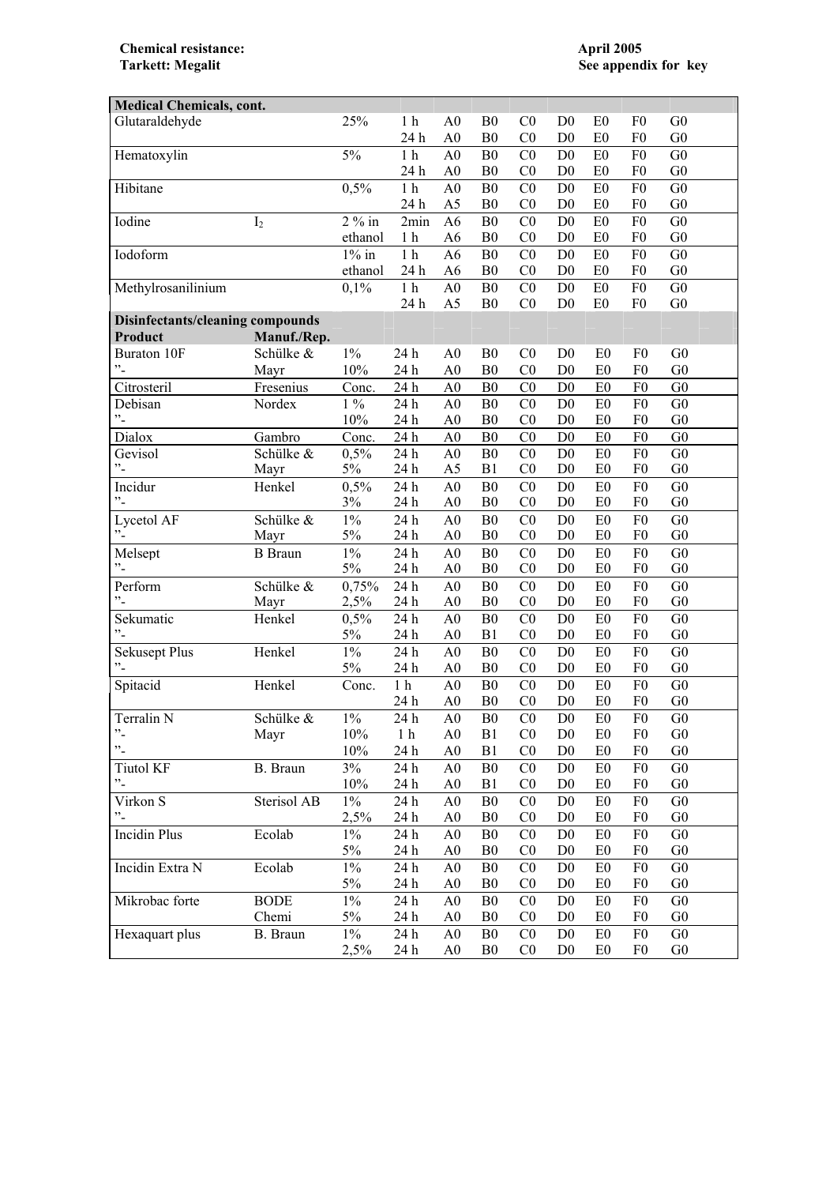**Chemical resistance:**
**Tarkett: Megalit**

**April 2005**
**See appendix for key**

| | | | | | | | | | | |
|---|---|---|---|---|---|---|---|---|---|---|
| **Medical Chemicals, cont.** | | | | | | | | | | |
| Glutaraldehyde | | 25% | 1 h | A0 | B0 | C0 | D0 | E0 | F0 | G0 |
| | | | 24 h | A0 | B0 | C0 | D0 | E0 | F0 | G0 |
| Hematoxylin | | 5% | 1 h | A0 | B0 | C0 | D0 | E0 | F0 | G0 |
| | | | 24 h | A0 | B0 | C0 | D0 | E0 | F0 | G0 |
| Hibitane | | 0,5% | 1 h | A0 | B0 | C0 | D0 | E0 | F0 | G0 |
| | | | 24 h | A5 | B0 | C0 | D0 | E0 | F0 | G0 |
| Iodine | $I_2$ | 2 % in | 2min | A6 | B0 | C0 | D0 | E0 | F0 | G0 |
| | | ethanol | 1 h | A6 | B0 | C0 | D0 | E0 | F0 | G0 |
| Iodoform | | 1% in | 1 h | A6 | B0 | C0 | D0 | E0 | F0 | G0 |
| | | ethanol | 24 h | A6 | B0 | C0 | D0 | E0 | F0 | G0 |
| Methylrosanilinium | | 0,1% | 1 h | A0 | B0 | C0 | D0 | E0 | F0 | G0 |
| | | | 24 h | A5 | B0 | C0 | D0 | E0 | F0 | G0 |
| **Disinfectants/cleaning compounds** | | | | | | | | | | |
| **Product** | **Manuf./Rep.** | | | | | | | | | |
| Buraton 10F | Schülke & | 1% | 24 h | A0 | B0 | C0 | D0 | E0 | F0 | G0 |
| ”- | Mayr | 10% | 24 h | A0 | B0 | C0 | D0 | E0 | F0 | G0 |
| Citrosteril | Fresenius | Conc. | 24 h | A0 | B0 | C0 | D0 | E0 | F0 | G0 |
| Debisan | Nordex | 1 % | 24 h | A0 | B0 | C0 | D0 | E0 | F0 | G0 |
| ”- | | 10% | 24 h | A0 | B0 | C0 | D0 | E0 | F0 | G0 |
| Dialox | Gambro | Conc. | 24 h | A0 | B0 | C0 | D0 | E0 | F0 | G0 |
| Gevisol | Schülke & | 0,5% | 24 h | A0 | B0 | C0 | D0 | E0 | F0 | G0 |
| ”- | Mayr | 5% | 24 h | A5 | B1 | C0 | D0 | E0 | F0 | G0 |
| Incidur | Henkel | 0,5% | 24 h | A0 | B0 | C0 | D0 | E0 | F0 | G0 |
| ”- | | 3% | 24 h | A0 | B0 | C0 | D0 | E0 | F0 | G0 |
| Lycetol AF | Schülke & | 1% | 24 h | A0 | B0 | C0 | D0 | E0 | F0 | G0 |
| ”- | Mayr | 5% | 24 h | A0 | B0 | C0 | D0 | E0 | F0 | G0 |
| Melsept | B Braun | 1% | 24 h | A0 | B0 | C0 | D0 | E0 | F0 | G0 |
| ”- | | 5% | 24 h | A0 | B0 | C0 | D0 | E0 | F0 | G0 |
| Perform | Schülke & | 0,75% | 24 h | A0 | B0 | C0 | D0 | E0 | F0 | G0 |
| ”- | Mayr | 2,5% | 24 h | A0 | B0 | C0 | D0 | E0 | F0 | G0 |
| Sekumatic | Henkel | 0,5% | 24 h | A0 | B0 | C0 | D0 | E0 | F0 | G0 |
| ”- | | 5% | 24 h | A0 | B1 | C0 | D0 | E0 | F0 | G0 |
| Sekusept Plus | Henkel | 1% | 24 h | A0 | B0 | C0 | D0 | E0 | F0 | G0 |
| ”- | | 5% | 24 h | A0 | B0 | C0 | D0 | E0 | F0 | G0 |
| Spitacid | Henkel | Conc. | 1 h | A0 | B0 | C0 | D0 | E0 | F0 | G0 |
| | | | 24 h | A0 | B0 | C0 | D0 | E0 | F0 | G0 |
| Terralin N | Schülke & | 1% | 24 h | A0 | B0 | C0 | D0 | E0 | F0 | G0 |
| ”- | Mayr | 10% | 1 h | A0 | B1 | C0 | D0 | E0 | F0 | G0 |
| ”- | | 10% | 24 h | A0 | B1 | C0 | D0 | E0 | F0 | G0 |
| Tiutol KF | B. Braun | 3% | 24 h | A0 | B0 | C0 | D0 | E0 | F0 | G0 |
| ”- | | 10% | 24 h | A0 | B1 | C0 | D0 | E0 | F0 | G0 |
| Virkon S | Sterisol AB | 1% | 24 h | A0 | B0 | C0 | D0 | E0 | F0 | G0 |
| ”- | | 2,5% | 24 h | A0 | B0 | C0 | D0 | E0 | F0 | G0 |
| Incidin Plus | Ecolab | 1% | 24 h | A0 | B0 | C0 | D0 | E0 | F0 | G0 |
| | | 5% | 24 h | A0 | B0 | C0 | D0 | E0 | F0 | G0 |
| Incidin Extra N | Ecolab | 1% | 24 h | A0 | B0 | C0 | D0 | E0 | F0 | G0 |
| | | 5% | 24 h | A0 | B0 | C0 | D0 | E0 | F0 | G0 |
| Mikrobac forte | BODE | 1% | 24 h | A0 | B0 | C0 | D0 | E0 | F0 | G0 |
| | Chemi | 5% | 24 h | A0 | B0 | C0 | D0 | E0 | F0 | G0 |
| Hexaquart plus | B. Braun | 1% | 24 h | A0 | B0 | C0 | D0 | E0 | F0 | G0 |
| | | 2,5% | 24 h | A0 | B0 | C0 | D0 | E0 | F0 | G0 |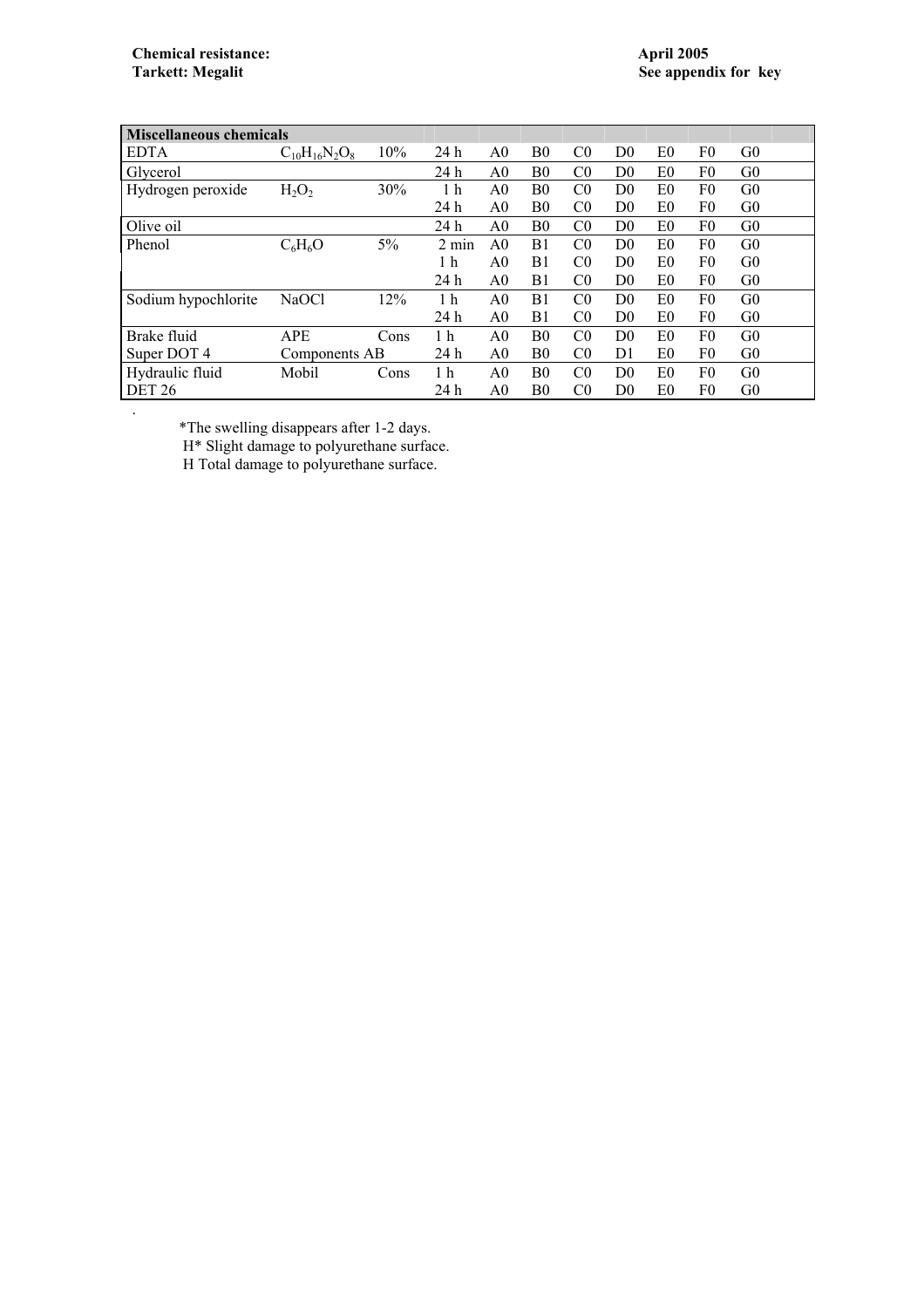**Chemical resistance:**
**Tarkett: Megalit**

**April 2005**
**See appendix for key**

| **Miscellaneous chemicals** | | | | | | | | | | |
|---|---|---|---|---|---|---|---|---|---|---|
| EDTA | $C_{10}H_{16}N_2O_8$ | 10% | 24 h | A0 | B0 | C0 | D0 | E0 | F0 | G0 |
| Glycerol | | | 24 h | A0 | B0 | C0 | D0 | E0 | F0 | G0 |
| Hydrogen peroxide | $H_2O_2$ | 30% | 1 h | A0 | B0 | C0 | D0 | E0 | F0 | G0 |
| | | | 24 h | A0 | B0 | C0 | D0 | E0 | F0 | G0 |
| Olive oil | | | 24 h | A0 | B0 | C0 | D0 | E0 | F0 | G0 |
| Phenol | $C_6H_6O$ | 5% | 2 min | A0 | B1 | C0 | D0 | E0 | F0 | G0 |
| | | | 1 h | A0 | B1 | C0 | D0 | E0 | F0 | G0 |
| | | | 24 h | A0 | B1 | C0 | D0 | E0 | F0 | G0 |
| Sodium hypochlorite | $NaOCl$ | 12% | 1 h | A0 | B1 | C0 | D0 | E0 | F0 | G0 |
| | | | 24 h | A0 | B1 | C0 | D0 | E0 | F0 | G0 |
| Brake fluid | APE | Cons | 1 h | A0 | B0 | C0 | D0 | E0 | F0 | G0 |
| Super DOT 4 | Components AB | | 24 h | A0 | B0 | C0 | D1 | E0 | F0 | G0 |
| Hydraulic fluid | Mobil | Cons | 1 h | A0 | B0 | C0 | D0 | E0 | F0 | G0 |
| DET 26 | | | 24 h | A0 | B0 | C0 | D0 | E0 | F0 | G0 |

.

*The swelling disappears after 1-2 days.
H* Slight damage to polyurethane surface.
H Total damage to polyurethane surface.